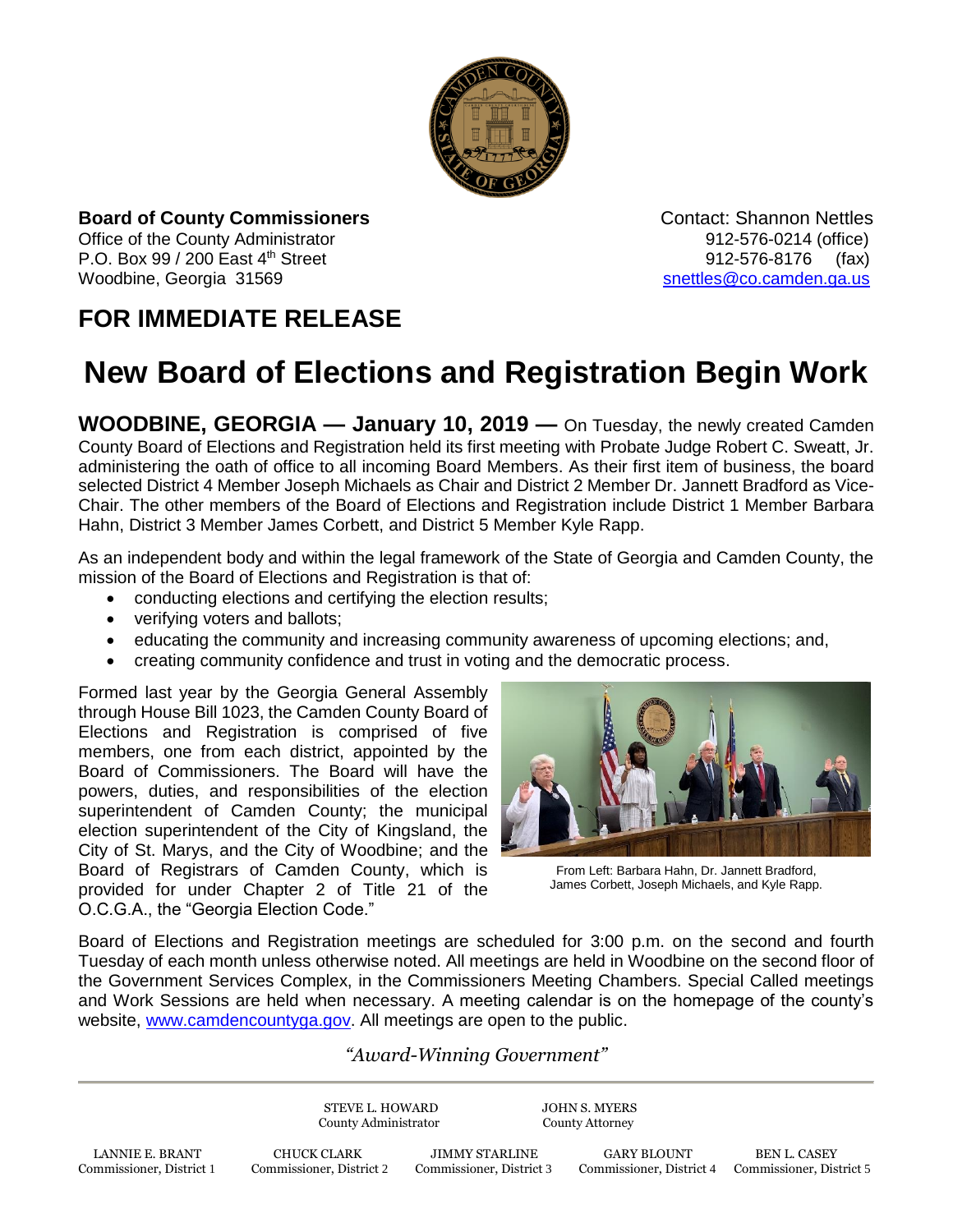**Board of County Commissioners**
Office of the County Administrator
P.O. Box 99 / 200 East 4th Street
Woodbine, Georgia 31569

Contact: Shannon Nettles
912-576-0214 (office)
912-576-8176 (fax)
snettles@co.camden.ga.us

## FOR IMMEDIATE RELEASE

# New Board of Elections and Registration Begin Work

**WOODBINE, GEORGIA — January 10, 2019 —** On Tuesday, the newly created Camden County Board of Elections and Registration held its first meeting with Probate Judge Robert C. Sweatt, Jr. administering the oath of office to all incoming Board Members. As their first item of business, the board selected District 4 Member Joseph Michaels as Chair and District 2 Member Dr. Jannett Bradford as Vice-Chair. The other members of the Board of Elections and Registration include District 1 Member Barbara Hahn, District 3 Member James Corbett, and District 5 Member Kyle Rapp.

As an independent body and within the legal framework of the State of Georgia and Camden County, the mission of the Board of Elections and Registration is that of:

- conducting elections and certifying the election results;
- verifying voters and ballots;
- educating the community and increasing community awareness of upcoming elections; and,
- creating community confidence and trust in voting and the democratic process.

Formed last year by the Georgia General Assembly through House Bill 1023, the Camden County Board of Elections and Registration is comprised of five members, one from each district, appointed by the Board of Commissioners. The Board will have the powers, duties, and responsibilities of the election superintendent of Camden County; the municipal election superintendent of the City of Kingsland, the City of St. Marys, and the City of Woodbine; and the Board of Registrars of Camden County, which is provided for under Chapter 2 of Title 21 of the O.C.G.A., the "Georgia Election Code."

From Left: Barbara Hahn, Dr. Jannett Bradford, James Corbett, Joseph Michaels, and Kyle Rapp.

Board of Elections and Registration meetings are scheduled for 3:00 p.m. on the second and fourth Tuesday of each month unless otherwise noted. All meetings are held in Woodbine on the second floor of the Government Services Complex, in the Commissioners Meeting Chambers. Special Called meetings and Work Sessions are held when necessary. A meeting calendar is on the homepage of the county's website, www.camdencountyga.gov. All meetings are open to the public.

*"Award-Winning Government"*

STEVE L. HOWARD, County Administrator
JOHN S. MYERS, County Attorney

LANNIE E. BRANT, Commissioner, District 1
CHUCK CLARK, Commissioner, District 2
JIMMY STARLINE, Commissioner, District 3
GARY BLOUNT, Commissioner, District 4
BEN L. CASEY, Commissioner, District 5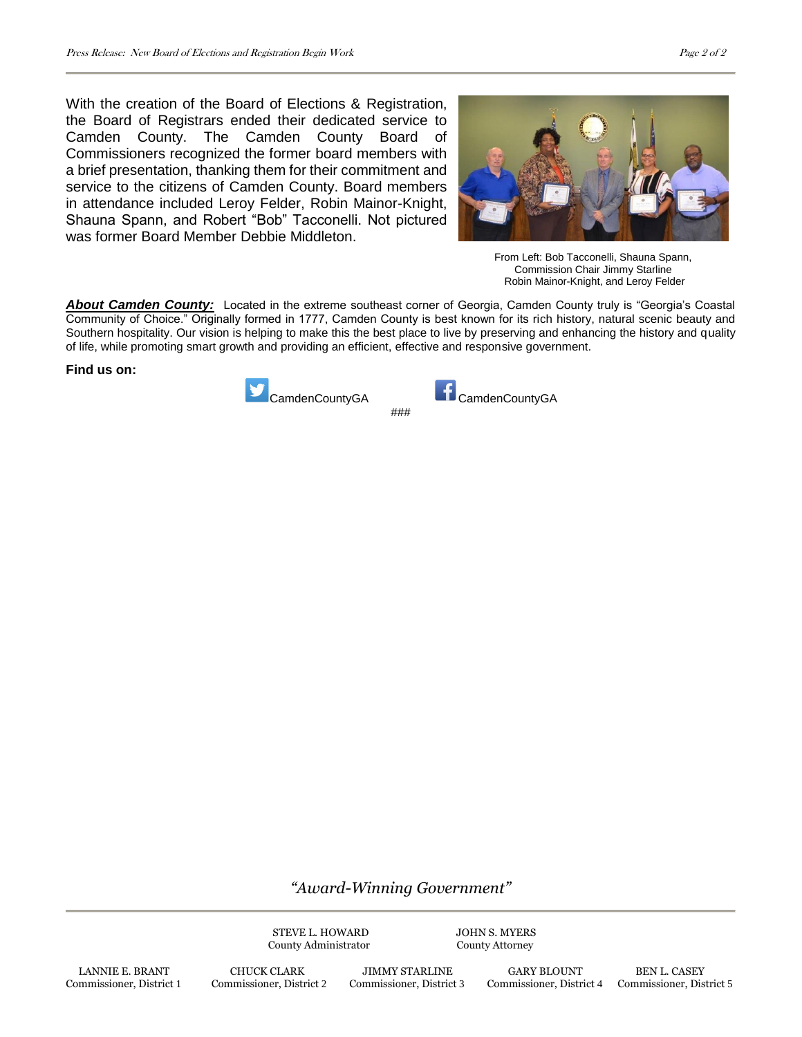With the creation of the Board of Elections & Registration, the Board of Registrars ended their dedicated service to Camden County. The Camden County Board of Commissioners recognized the former board members with a brief presentation, thanking them for their commitment and service to the citizens of Camden County. Board members in attendance included Leroy Felder, Robin Mainor-Knight, Shauna Spann, and Robert "Bob" Tacconelli. Not pictured was former Board Member Debbie Middleton.

From Left: Bob Tacconelli, Shauna Spann, Commission Chair Jimmy Starline Robin Mainor-Knight, and Leroy Felder

***About Camden County:*** Located in the extreme southeast corner of Georgia, Camden County truly is "Georgia's Coastal Community of Choice." Originally formed in 1777, Camden County is best known for its rich history, natural scenic beauty and Southern hospitality. Our vision is helping to make this the best place to live by preserving and enhancing the history and quality of life, while promoting smart growth and providing an efficient, effective and responsive government.

**Find us on:**

CamdenCountyGA CamdenCountyGA

###

*"Award-Winning Government"*

STEVE L. HOWARD
County Administrator

JOHN S. MYERS
County Attorney

LANNIE E. BRANT
Commissioner, District 1

CHUCK CLARK
Commissioner, District 2

JIMMY STARLINE
Commissioner, District 3

GARY BLOUNT
Commissioner, District 4

BEN L. CASEY
Commissioner, District 5